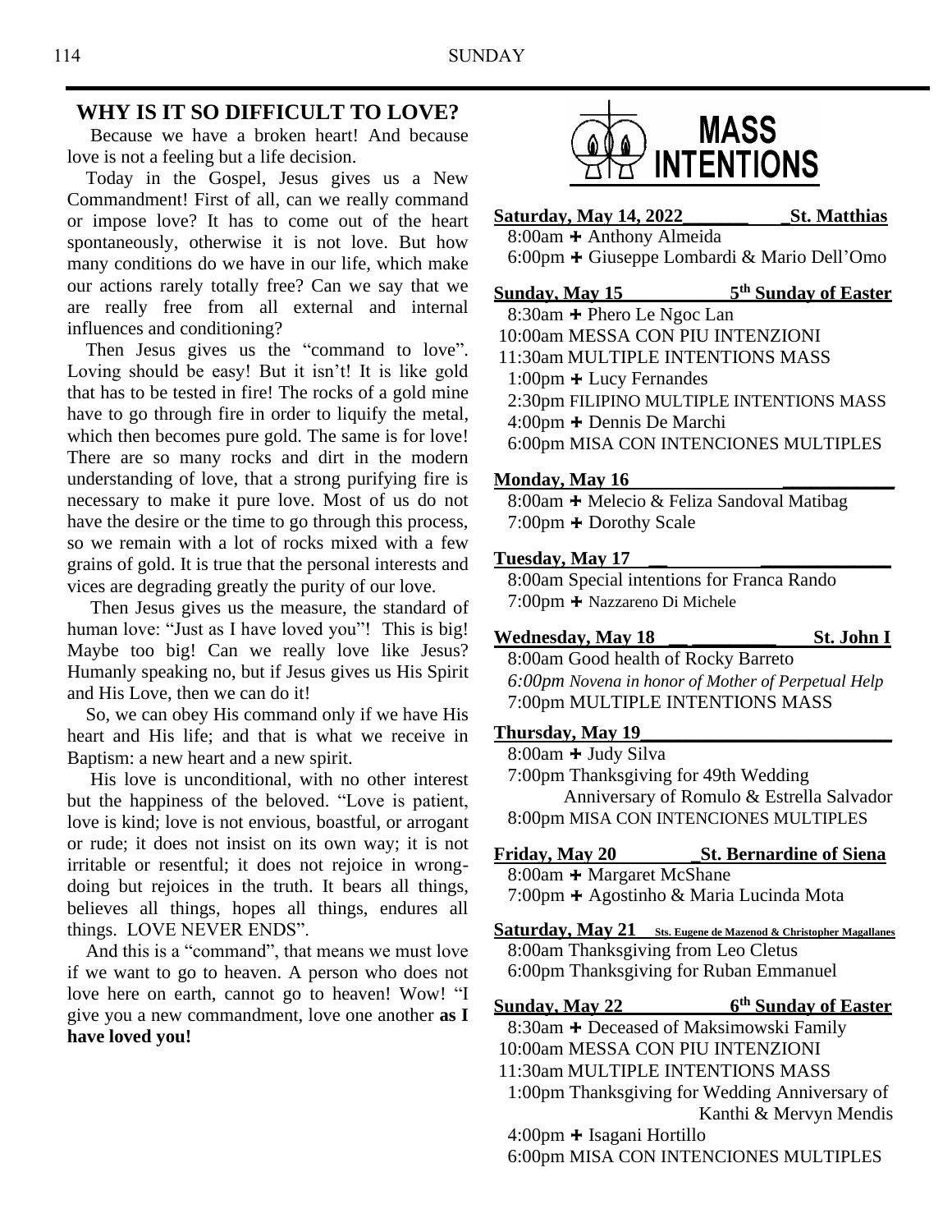## WHY IS IT SO DIFFICULT TO LOVE?

Because we have a broken heart! And because love is not a feeling but a life decision.

Today in the Gospel, Jesus gives us a New Commandment! First of all, can we really command or impose love? It has to come out of the heart spontaneously, otherwise it is not love. But how many conditions do we have in our life, which make our actions rarely totally free? Can we say that we are really free from all external and internal influences and conditioning?

Then Jesus gives us the "command to love". Loving should be easy! But it isn't! It is like gold that has to be tested in fire! The rocks of a gold mine have to go through fire in order to liquify the metal, which then becomes pure gold. The same is for love! There are so many rocks and dirt in the modern understanding of love, that a strong purifying fire is necessary to make it pure love. Most of us do not have the desire or the time to go through this process, so we remain with a lot of rocks mixed with a few grains of gold. It is true that the personal interests and vices are degrading greatly the purity of our love.

Then Jesus gives us the measure, the standard of human love: "Just as I have loved you"! This is big! Maybe too big! Can we really love like Jesus? Humanly speaking no, but if Jesus gives us His Spirit and His Love, then we can do it!

So, we can obey His command only if we have His heart and His life; and that is what we receive in Baptism: a new heart and a new spirit.

His love is unconditional, with no other interest but the happiness of the beloved. "Love is patient, love is kind; love is not envious, boastful, or arrogant or rude; it does not insist on its own way; it is not irritable or resentful; it does not rejoice in wrong-doing but rejoices in the truth. It bears all things, believes all things, hopes all things, endures all things. LOVE NEVER ENDS".

And this is a "command", that means we must love if we want to go to heaven. A person who does not love here on earth, cannot go to heaven! Wow! "I give you a new commandment, love one another **as I have loved you!**

## MASS INTENTIONS

**Saturday, May 14, 2022 — St. Matthias**
- 8:00am ✚ Anthony Almeida
- 6:00pm ✚ Giuseppe Lombardi & Mario Dell'Omo

**Sunday, May 15 — 5th Sunday of Easter**
- 8:30am ✚ Phero Le Ngoc Lan
- 10:00am MESSA CON PIU INTENZIONI
- 11:30am MULTIPLE INTENTIONS MASS
- 1:00pm ✚ Lucy Fernandes
- 2:30pm FILIPINO MULTIPLE INTENTIONS MASS
- 4:00pm ✚ Dennis De Marchi
- 6:00pm MISA CON INTENCIONES MULTIPLES

**Monday, May 16**
- 8:00am ✚ Melecio & Feliza Sandoval Matibag
- 7:00pm ✚ Dorothy Scale

**Tuesday, May 17**
- 8:00am Special intentions for Franca Rando
- 7:00pm ✚ Nazzareno Di Michele

**Wednesday, May 18 — St. John I**
- 8:00am Good health of Rocky Barreto
- *6:00pm Novena in honor of Mother of Perpetual Help*
- 7:00pm MULTIPLE INTENTIONS MASS

**Thursday, May 19**
- 8:00am ✚ Judy Silva
- 7:00pm Thanksgiving for 49th Wedding Anniversary of Romulo & Estrella Salvador
- 8:00pm MISA CON INTENCIONES MULTIPLES

**Friday, May 20 — St. Bernardine of Siena**
- 8:00am ✚ Margaret McShane
- 7:00pm ✚ Agostinho & Maria Lucinda Mota

**Saturday, May 21 — Sts. Eugene de Mazenod & Christopher Magallanes**
- 8:00am Thanksgiving from Leo Cletus
- 6:00pm Thanksgiving for Ruban Emmanuel

**Sunday, May 22 — 6th Sunday of Easter**
- 8:30am ✚ Deceased of Maksimowski Family
- 10:00am MESSA CON PIU INTENZIONI
- 11:30am MULTIPLE INTENTIONS MASS
- 1:00pm Thanksgiving for Wedding Anniversary of Kanthi & Mervyn Mendis
- 4:00pm ✚ Isagani Hortillo
- 6:00pm MISA CON INTENCIONES MULTIPLES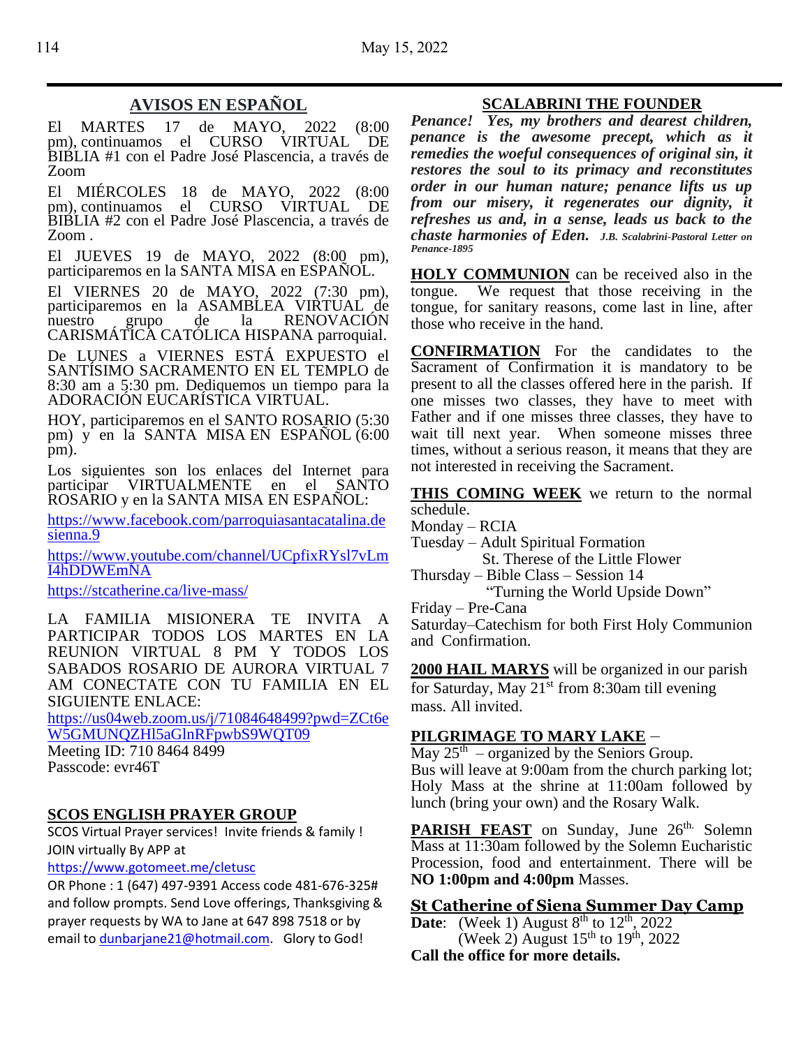## AVISOS EN ESPAÑOL

El MARTES 17 de MAYO, 2022 (8:00 pm), continuamos el CURSO VIRTUAL DE BIBLIA #1 con el Padre José Plascencia, a través de Zoom

El MIÉRCOLES 18 de MAYO, 2022 (8:00 pm), continuamos el CURSO VIRTUAL DE BIBLIA #2 con el Padre José Plascencia, a través de Zoom .

El JUEVES 19 de MAYO, 2022 (8:00 pm), participaremos en la SANTA MISA en ESPAÑOL.

El VIERNES 20 de MAYO, 2022 (7:30 pm), participaremos en la ASAMBLEA VIRTUAL de nuestro grupo de la RENOVACIÓN CARISMÁTICA CATÓLICA HISPANA parroquial.

De LUNES a VIERNES ESTÁ EXPUESTO el SANTÍSIMO SACRAMENTO EN EL TEMPLO de 8:30 am a 5:30 pm. Dediquemos un tiempo para la ADORACIÓN EUCARÍSTICA VIRTUAL.

HOY, participaremos en el SANTO ROSARIO (5:30 pm) y en la SANTA MISA EN ESPAÑOL (6:00 pm).

Los siguientes son los enlaces del Internet para participar VIRTUALMENTE en el SANTO ROSARIO y en la SANTA MISA EN ESPAÑOL:

https://www.facebook.com/parroquiasantacatalina.desienna.9

https://www.youtube.com/channel/UCpfixRYsl7vLmI4hDDWEmNA

https://stcatherine.ca/live-mass/

LA FAMILIA MISIONERA TE INVITA A PARTICIPAR TODOS LOS MARTES EN LA REUNION VIRTUAL 8 PM Y TODOS LOS SABADOS ROSARIO DE AURORA VIRTUAL 7 AM CONECTATE CON TU FAMILIA EN EL SIGUIENTE ENLACE:
https://us04web.zoom.us/j/71084648499?pwd=ZCt6eW5GMUNQZHl5aGlnRFpwbS9WQT09
Meeting ID: 710 8464 8499
Passcode: evr46T

## SCOS ENGLISH PRAYER GROUP

SCOS Virtual Prayer services! Invite friends & family ! JOIN virtually By APP at
https://www.gotomeet.me/cletusc
OR Phone : 1 (647) 497-9391 Access code 481-676-325# and follow prompts. Send Love offerings, Thanksgiving & prayer requests by WA to Jane at 647 898 7518 or by email to dunbarjane21@hotmail.com. Glory to God!

## SCALABRINI THE FOUNDER

***Penance! Yes, my brothers and dearest children, penance is the awesome precept, which as it remedies the woeful consequences of original sin, it restores the soul to its primacy and reconstitutes order in our human nature; penance lifts us up from our misery, it regenerates our dignity, it refreshes us and, in a sense, leads us back to the chaste harmonies of Eden.*** ***J.B. Scalabrini-Pastoral Letter on Penance-1895***

**HOLY COMMUNION** can be received also in the tongue. We request that those receiving in the tongue, for sanitary reasons, come last in line, after those who receive in the hand.

**CONFIRMATION** For the candidates to the Sacrament of Confirmation it is mandatory to be present to all the classes offered here in the parish. If one misses two classes, they have to meet with Father and if one misses three classes, they have to wait till next year. When someone misses three times, without a serious reason, it means that they are not interested in receiving the Sacrament.

**THIS COMING WEEK** we return to the normal schedule.
Monday – RCIA
Tuesday – Adult Spiritual Formation
St. Therese of the Little Flower
Thursday – Bible Class – Session 14
"Turning the World Upside Down"
Friday – Pre-Cana
Saturday–Catechism for both First Holy Communion and Confirmation.

**2000 HAIL MARYS** will be organized in our parish for Saturday, May 21st from 8:30am till evening mass. All invited.

**PILGRIMAGE TO MARY LAKE** –
May 25th – organized by the Seniors Group.
Bus will leave at 9:00am from the church parking lot; Holy Mass at the shrine at 11:00am followed by lunch (bring your own) and the Rosary Walk.

**PARISH FEAST** on Sunday, June 26th. Solemn Mass at 11:30am followed by the Solemn Eucharistic Procession, food and entertainment. There will be **NO 1:00pm and 4:00pm** Masses.

## St Catherine of Siena Summer Day Camp

**Date**: (Week 1) August 8th to 12th, 2022
(Week 2) August 15th to 19th, 2022
**Call the office for more details.**